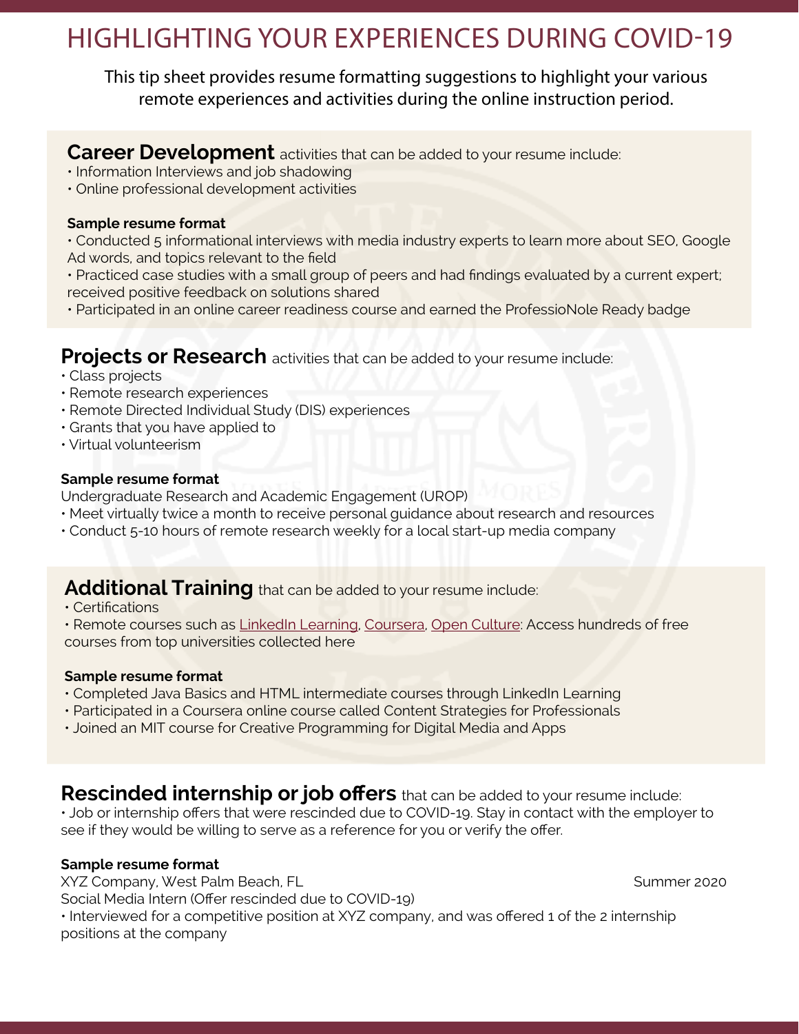# HIGHLIGHTING YOUR EXPERIENCES DURING COVID-19

This tip sheet provides resume formatting suggestions to highlight your various remote experiences and activities during the online instruction period.

## **Career Development** activities that can be added to your resume include:

- Information Interviews and job shadowing
- Online professional development activities

**Sample resume format**

- Conducted 5 informational interviews with media industry experts to learn more about SEO, Google Ad words, and topics relevant to the field
- Practiced case studies with a small group of peers and had findings evaluated by a current expert; received positive feedback on solutions shared
- Participated in an online career readiness course and earned the ProfessioNole Ready badge

## **Projects or Research** activities that can be added to your resume include:

- Class projects
- Remote research experiences
- Remote Directed Individual Study (DIS) experiences
- Grants that you have applied to
- Virtual volunteerism

**Sample resume format**

Undergraduate Research and Academic Engagement (UROP)

- Meet virtually twice a month to receive personal guidance about research and resources
- Conduct 5-10 hours of remote research weekly for a local start-up media company

## **Additional Training** that can be added to your resume include:

- Certifications
- Remote courses such as LinkedIn Learning, Coursera, Open Culture: Access hundreds of free courses from top universities collected here

**Sample resume format**

- Completed Java Basics and HTML intermediate courses through LinkedIn Learning
- Participated in a Coursera online course called Content Strategies for Professionals
- Joined an MIT course for Creative Programming for Digital Media and Apps

## **Rescinded internship or job offers** that can be added to your resume include:

- Job or internship offers that were rescinded due to COVID-19. Stay in contact with the employer to see if they would be willing to serve as a reference for you or verify the offer.

**Sample resume format**

XYZ Company, West Palm Beach, FL — Summer 2020

Social Media Intern (Offer rescinded due to COVID-19)

- Interviewed for a competitive position at XYZ company, and was offered 1 of the 2 internship positions at the company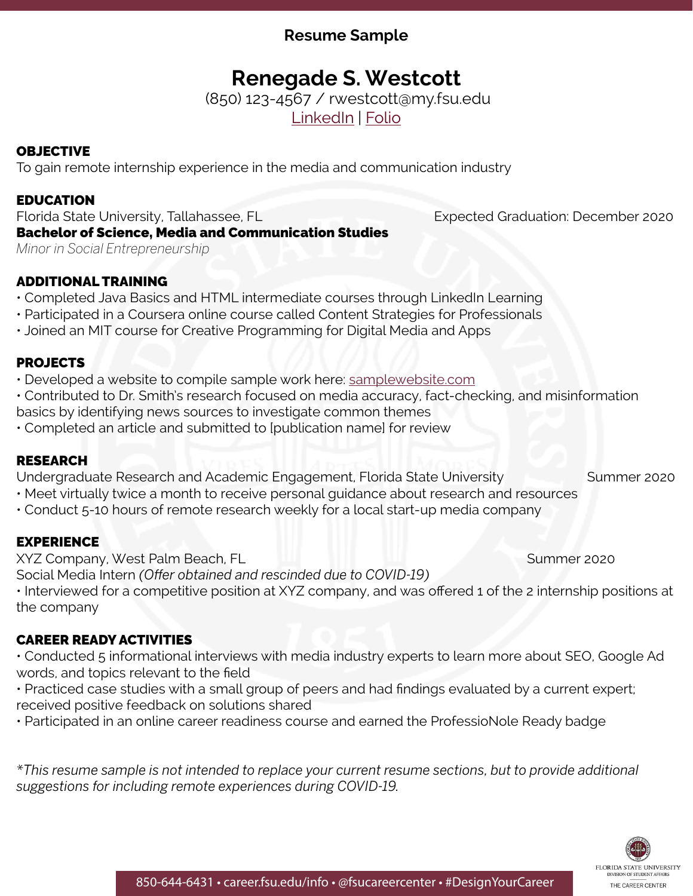**Resume Sample**

# Renegade S. Westcott

(850) 123-4567 / rwestcott@my.fsu.edu
LinkedIn | Folio

## OBJECTIVE

To gain remote internship experience in the media and communication industry

## EDUCATION

Florida State University, Tallahassee, FL — Expected Graduation: December 2020
**Bachelor of Science, Media and Communication Studies**
*Minor in Social Entrepreneurship*

## ADDITIONAL TRAINING

- Completed Java Basics and HTML intermediate courses through LinkedIn Learning
- Participated in a Coursera online course called Content Strategies for Professionals
- Joined an MIT course for Creative Programming for Digital Media and Apps

## PROJECTS

- Developed a website to compile sample work here: samplewebsite.com
- Contributed to Dr. Smith's research focused on media accuracy, fact-checking, and misinformation basics by identifying news sources to investigate common themes
- Completed an article and submitted to [publication name] for review

## RESEARCH

Undergraduate Research and Academic Engagement, Florida State University — Summer 2020

- Meet virtually twice a month to receive personal guidance about research and resources
- Conduct 5-10 hours of remote research weekly for a local start-up media company

## EXPERIENCE

XYZ Company, West Palm Beach, FL — Summer 2020
Social Media Intern *(Offer obtained and rescinded due to COVID-19)*

- Interviewed for a competitive position at XYZ company, and was offered 1 of the 2 internship positions at the company

## CAREER READY ACTIVITIES

- Conducted 5 informational interviews with media industry experts to learn more about SEO, Google Ad words, and topics relevant to the field
- Practiced case studies with a small group of peers and had findings evaluated by a current expert; received positive feedback on solutions shared
- Participated in an online career readiness course and earned the ProfessioNole Ready badge

*\*This resume sample is not intended to replace your current resume sections, but to provide additional suggestions for including remote experiences during COVID-19.*

850-644-6431 • career.fsu.edu/info • @fsucareercenter • #DesignYourCareer

FLORIDA STATE UNIVERSITY
DIVISION OF STUDENT AFFAIRS
THE CAREER CENTER